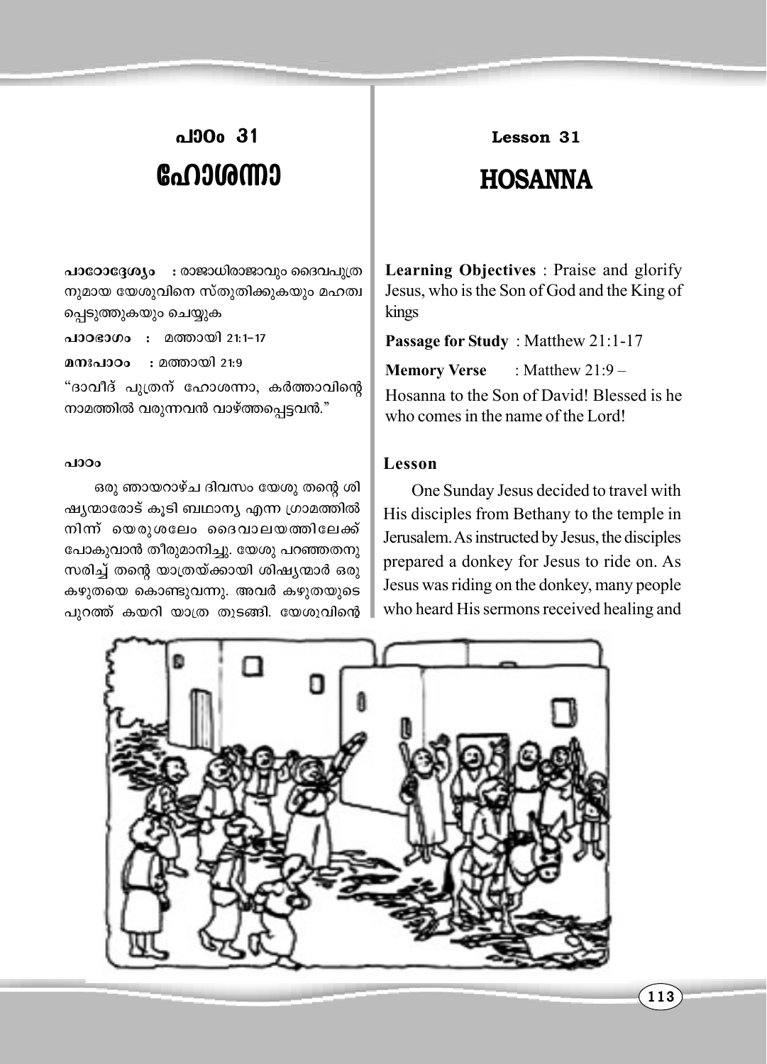## പാഠം 31

# ഹോശന്നാ

**പാഠോദ്ദേശ്യം** : രാജാധിരാജാവും ദൈവപുത്രനുമായ യേശുവിനെ സ്തുതിക്കുകയും മഹത്വപ്പെടുത്തുകയും ചെയ്യുക

**പാഠഭാഗം** : മത്തായി 21:1–17

**മനഃപാഠം** : മത്തായി 21:9

"ദാവീദ് പുത്രന് ഹോശന്നാ, കർത്താവിന്റെ നാമത്തിൽ വരുന്നവൻ വാഴ്ത്തപ്പെട്ടവൻ."

**പാഠം**

ഒരു ഞായറാഴ്ച ദിവസം യേശു തന്റെ ശിഷ്യന്മാരോട് കൂടി ബഥാന്യ എന്ന ഗ്രാമത്തിൽ നിന്ന് യെരുശലേം ദൈവാലയത്തിലേക്ക് പോകുവാൻ തീരുമാനിച്ചു. യേശു പറഞ്ഞതനുസരിച്ച് തന്റെ യാത്രയ്ക്കായി ശിഷ്യന്മാർ ഒരു കഴുതയെ കൊണ്ടുവന്നു. അവർ കഴുതയുടെ പുറത്ത് കയറി യാത്ര തുടങ്ങി. യേശുവിന്റെ

## Lesson 31

# HOSANNA

**Learning Objectives** : Praise and glorify Jesus, who is the Son of God and the King of kings

**Passage for Study** : Matthew 21:1-17

**Memory Verse** : Matthew 21:9 –

Hosanna to the Son of David! Blessed is he who comes in the name of the Lord!

**Lesson**

One Sunday Jesus decided to travel with His disciples from Bethany to the temple in Jerusalem. As instructed by Jesus, the disciples prepared a donkey for Jesus to ride on. As Jesus was riding on the donkey, many people who heard His sermons received healing and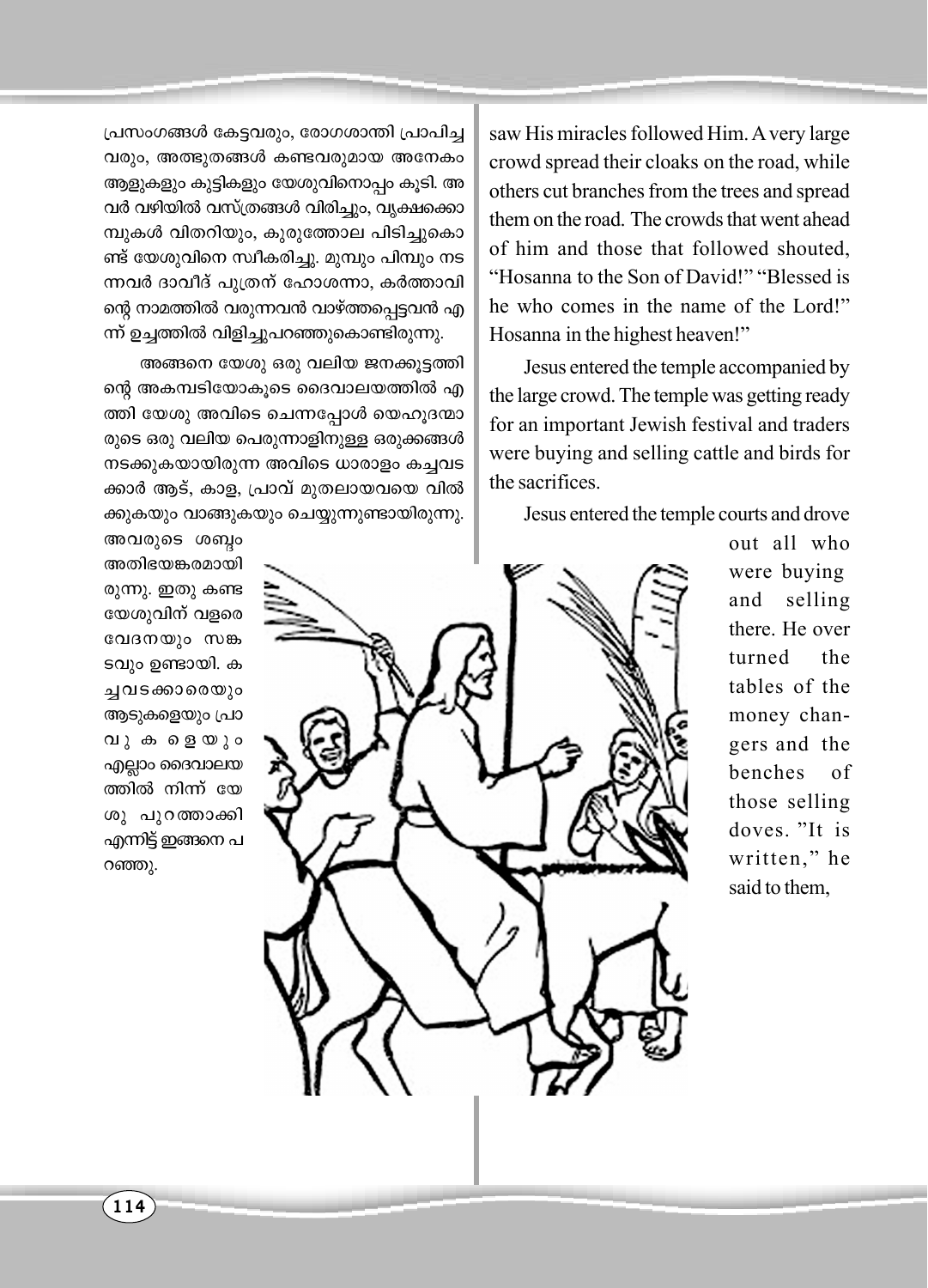പ്രസംഗങ്ങൾ കേട്ടവരും, രോഗശാന്തി പ്രാപിച്ചവരും, അത്ഭുതങ്ങൾ കണ്ടവരുമായ അനേകം ആളുകളും കുട്ടികളും യേശുവിനൊപ്പം കൂടി. അവർ വഴിയിൽ വസ്ത്രങ്ങൾ വിരിച്ചും, വൃക്ഷക്കൊമ്പുകൾ വിതറിയും, കുരുത്തോല പിടിച്ചുകൊണ്ട് യേശുവിനെ സ്വീകരിച്ചു. മുമ്പും പിമ്പും നടന്നവർ ദാവീദ് പുത്രന് ഹോശന്നാ, കർത്താവിന്റെ നാമത്തിൽ വരുന്നവൻ വാഴ്ത്തപ്പെട്ടവൻ എന്ന് ഉച്ചത്തിൽ വിളിച്ചുപറഞ്ഞുകൊണ്ടിരുന്നു.

അങ്ങനെ യേശു ഒരു വലിയ ജനക്കൂട്ടത്തിന്റെ അകമ്പടിയോകൂടെ ദൈവാലയത്തിൽ എത്തി യേശു അവിടെ ചെന്നപ്പോൾ യെഹൂദന്മാരുടെ ഒരു വലിയ പെരുന്നാളിനുള്ള ഒരുക്കങ്ങൾ നടക്കുകയായിരുന്ന അവിടെ ധാരാളം കച്ചവടക്കാർ ആട്, കാള, പ്രാവ് മുതലായവയെ വിൽക്കുകയും വാങ്ങുകയും ചെയ്യുന്നുണ്ടായിരുന്നു. അവരുടെ ശബ്ദം അതിഭയങ്കരമായിരുന്നു. ഇതു കണ്ട യേശുവിന് വളരെ വേദനയും സങ്കടവും ഉണ്ടായി. കച്ചവടക്കാരെയും ആടുകളെയും പ്രാവുകളെയും എല്ലാം ദൈവാലയത്തിൽ നിന്ന് യേശു പുറത്താക്കി എന്നിട്ട് ഇങ്ങനെ പറഞ്ഞു.

saw His miracles followed Him. A very large crowd spread their cloaks on the road, while others cut branches from the trees and spread them on the road. The crowds that went ahead of him and those that followed shouted, "Hosanna to the Son of David!" "Blessed is he who comes in the name of the Lord!" Hosanna in the highest heaven!"

Jesus entered the temple accompanied by the large crowd. The temple was getting ready for an important Jewish festival and traders were buying and selling cattle and birds for the sacrifices.

Jesus entered the temple courts and drove out all who were buying and selling there. He over turned the tables of the money changers and the benches of those selling doves. "It is written," he said to them,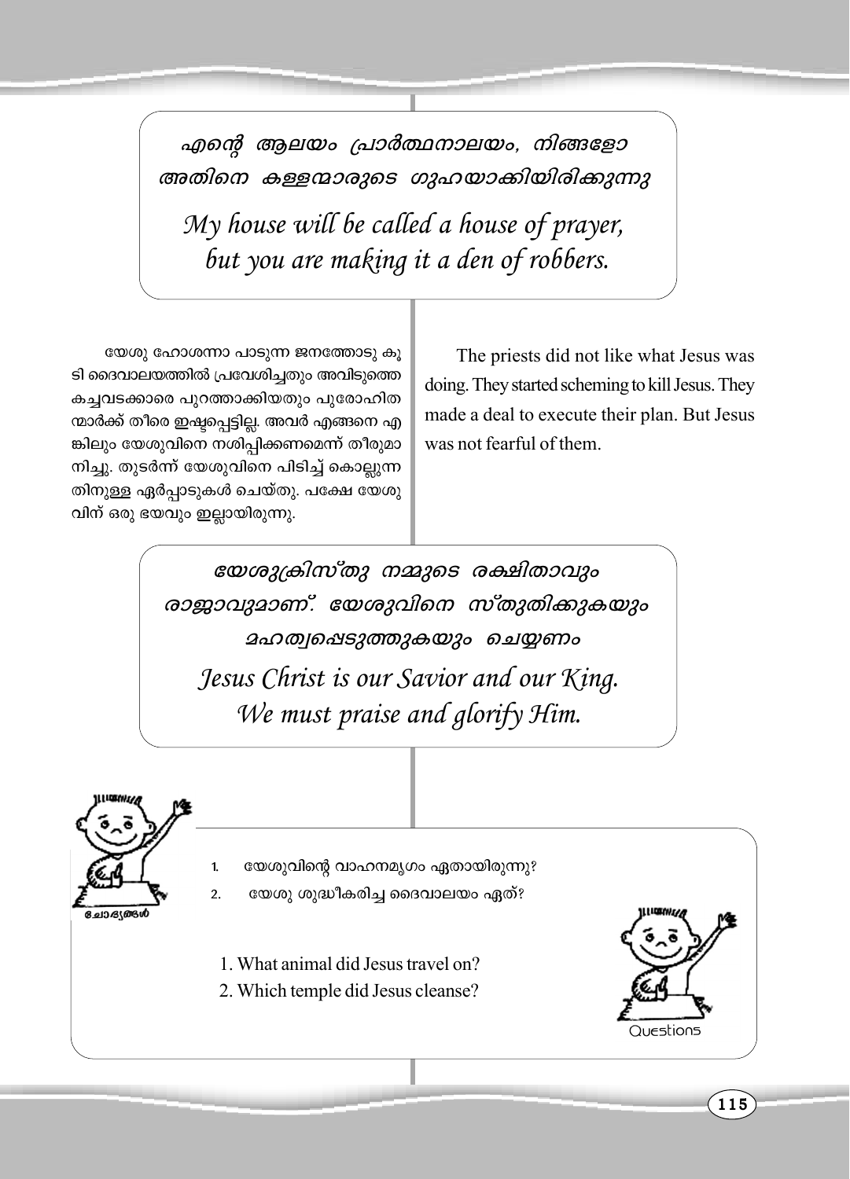*എന്റെ ആലയം പ്രാർത്ഥനാലയം, നിങ്ങളോ അതിനെ കള്ളന്മാരുടെ ഗുഹയാക്കിയിരിക്കുന്നു*

*My house will be called a house of prayer, but you are making it a den of robbers.*

യേശു ഹോശന്നാ പാടുന്ന ജനത്തോടു കൂടി ദൈവാലയത്തിൽ പ്രവേശിച്ചതും അവിടുത്തെ കച്ചവടക്കാരെ പുറത്താക്കിയതും പുരോഹിതന്മാർക്ക് തീരെ ഇഷ്ടപ്പെട്ടില്ല. അവർ എങ്ങനെ എങ്കിലും യേശുവിനെ നശിപ്പിക്കണമെന്ന് തീരുമാനിച്ചു. തുടർന്ന് യേശുവിനെ പിടിച്ച് കൊല്ലുന്നതിനുള്ള ഏർപ്പാടുകൾ ചെയ്തു. പക്ഷേ യേശുവിന് ഒരു ഭയവും ഇല്ലായിരുന്നു.

The priests did not like what Jesus was doing. They started scheming to kill Jesus. They made a deal to execute their plan. But Jesus was not fearful of them.

*യേശുക്രിസ്തു നമ്മുടെ രക്ഷിതാവും രാജാവുമാണ്. യേശുവിനെ സ്തുതിക്കുകയും മഹത്വപ്പെടുത്തുകയും ചെയ്യണം*

*Jesus Christ is our Savior and our King. We must praise and glorify Him.*

ചോദ്യങ്ങൾ

1. യേശുവിന്റെ വാഹനമൃഗം ഏതായിരുന്നു?
2. യേശു ശുദ്ധീകരിച്ച ദൈവാലയം ഏത്?

Questions

1. What animal did Jesus travel on?
2. Which temple did Jesus cleanse?